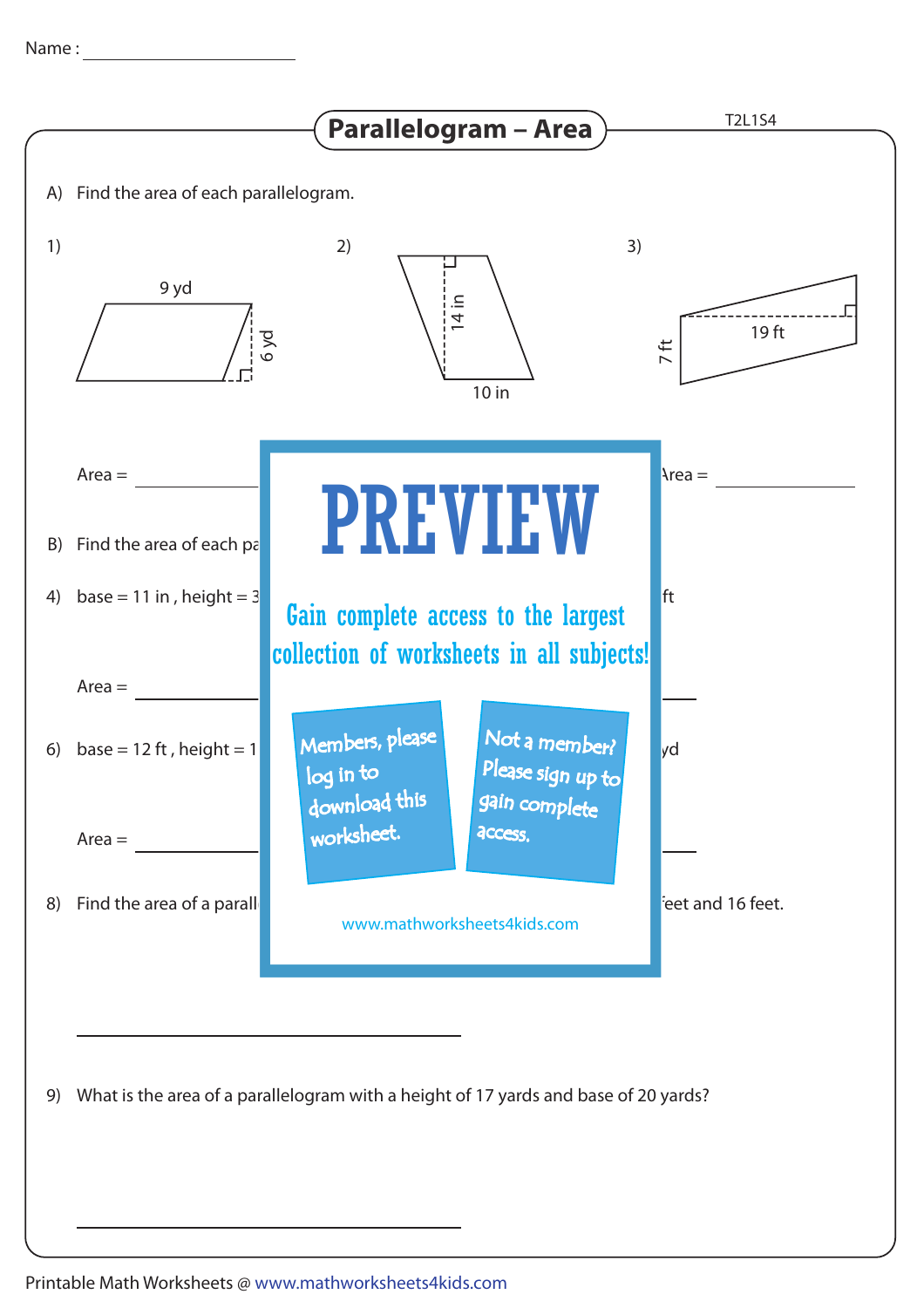Name : ____________________

# Parallelogram – Area

T2L1S4

A) Find the area of each parallelogram.

1) 9 yd, 6 yd

Area = ____________

2) 14 in, 10 in

3) 7 ft, 19 ft

Area = ____________

B) Find the area of each pa

4) base = 11 in , height = 3 ... ft

Area = ____________

6) base = 12 ft , height = 1 ... yd

Area = ____________

8) Find the area of a parall ... feet and 16 feet.

____________________________

PREVIEW

Gain complete access to the largest collection of worksheets in all subjects!

Members, please log in to download this worksheet.

Not a member? Please sign up to gain complete access.

www.mathworksheets4kids.com

9) What is the area of a parallelogram with a height of 17 yards and base of 20 yards?

____________________________

Printable Math Worksheets @ www.mathworksheets4kids.com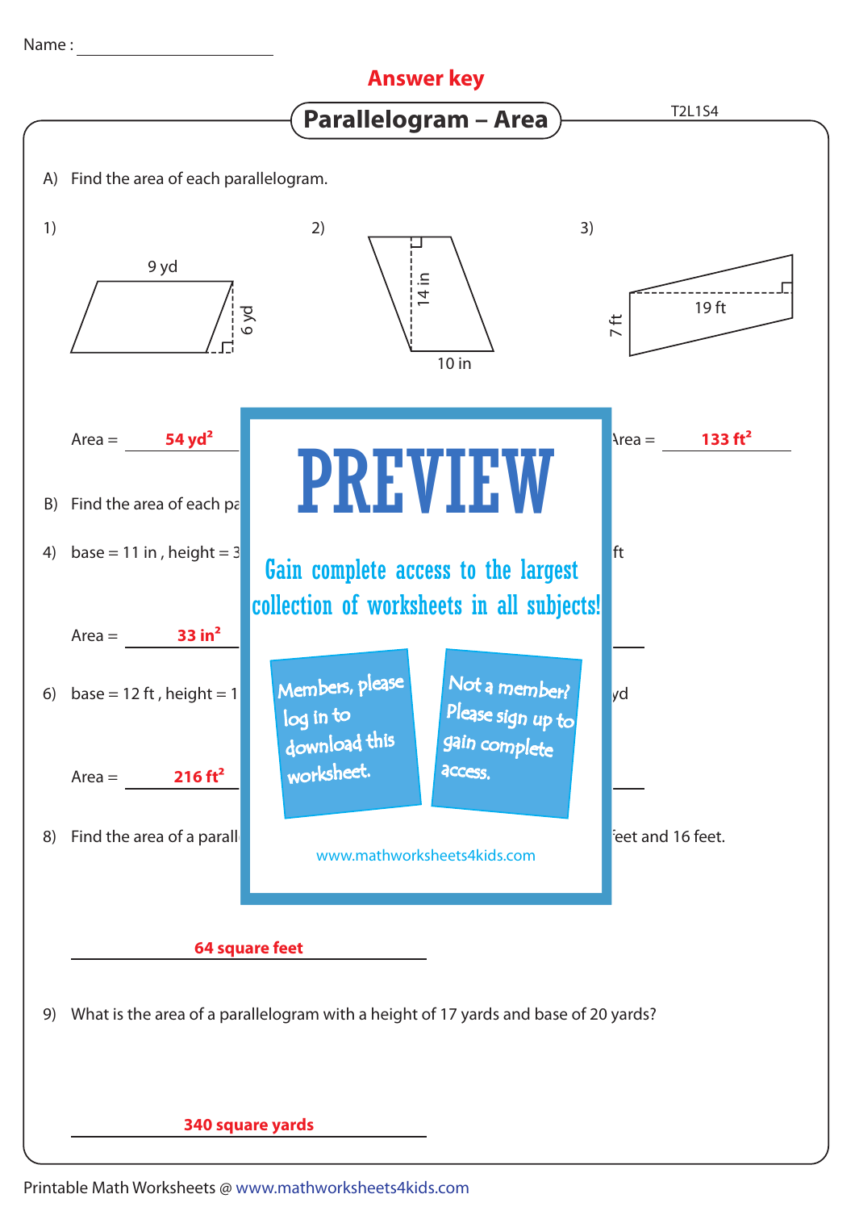Name :

**Answer key**

# Parallelogram – Area

T2L1S4

A) Find the area of each parallelogram.

1)

9 yd

6 yd

Area = **$54 \text{ yd}^2$**

2)

14 in

10 in

3)

19 ft

7 ft

Area = **$133 \text{ ft}^2$**

B) Find the area of each pa

4) base = 11 in , height = 3

Area = **$33 \text{ in}^2$**

ft

6) base = 12 ft , height = 1

yd

Area = **$216 \text{ ft}^2$**

PREVIEW

Gain complete access to the largest collection of worksheets in all subjects!

Members, please log in to download this worksheet.

Not a member? Please sign up to gain complete access.

www.mathworksheets4kids.com

8) Find the area of a parall feet and 16 feet.

**64 square feet**

9) What is the area of a parallelogram with a height of 17 yards and base of 20 yards?

**340 square yards**

Printable Math Worksheets @ www.mathworksheets4kids.com